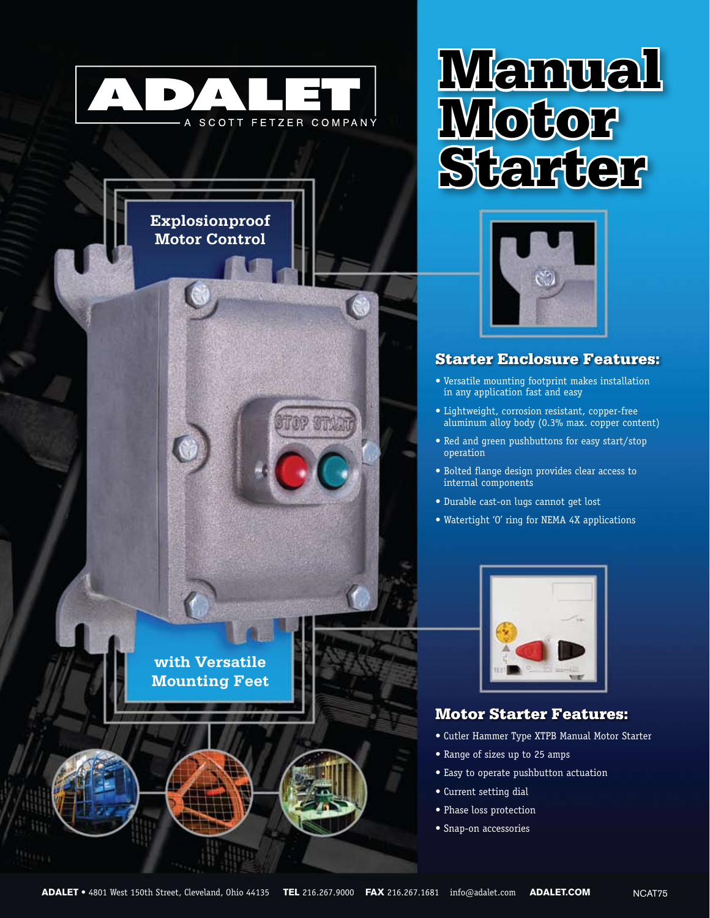ADALET

A SCOTT FETZER COMPANY

# Manual Motor Starter

## Explosionproof Motor Control

## with Versatile Mounting Feet

### Starter Enclosure Features:

- Versatile mounting footprint makes installation in any application fast and easy
- Lightweight, corrosion resistant, copper-free aluminum alloy body (0.3% max. copper content)
- Red and green pushbuttons for easy start/stop operation
- Bolted flange design provides clear access to internal components
- Durable cast-on lugs cannot get lost
- Watertight 'O' ring for NEMA 4X applications

### Motor Starter Features:

- Cutler Hammer Type XTPB Manual Motor Starter
- Range of sizes up to 25 amps
- Easy to operate pushbutton actuation
- Current setting dial
- Phase loss protection
- Snap-on accessories

**ADALET** • 4801 West 150th Street, Cleveland, Ohio 44135 **TEL** 216.267.9000 **FAX** 216.267.1681 info@adalet.com **ADALET.COM** NCAT75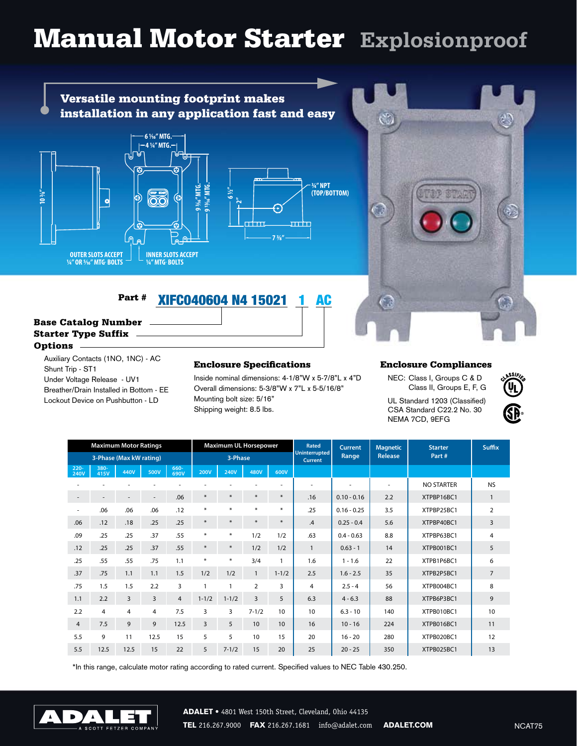# Manual Motor Starter Explosionproof

## Versatile mounting footprint makes installation in any application fast and easy

6 1/16" MTG.
4 1/4" MTG.
10 3/8"
9 3/16" MTG.
9 13/16" MTG.
6 1/2"
2"
7 3/8"
3/4" NPT (TOP/BOTTOM)
OUTER SLOTS ACCEPT 1/4" OR 5/16" MTG· BOLTS
INNER SLOTS ACCEPT 1/4" MTG· BOLTS

**Part #** XIFC040604 N4 15021 1 AC

**Base Catalog Number**
**Starter Type Suffix**
**Options**

- Auxiliary Contacts (1NO, 1NC) - AC
- Shunt Trip - ST1
- Under Voltage Release - UV1
- Breather/Drain Installed in Bottom - EE
- Lockout Device on Pushbutton - LD

### Enclosure Specifications

Inside nominal dimensions: 4-1/8"W x 5-7/8"L x 4"D
Overall dimensions: 5-3/8"W x 7"L x 5-5/16/8"
Mounting bolt size: 5/16"
Shipping weight: 8.5 lbs.

### Enclosure Compliances

NEC: Class I, Groups C & D
Class II, Groups E, F, G

UL Standard 1203 (Classified)
CSA Standard C22.2 No. 30
NEMA 7CD, 9EFG

| Maximum Motor Ratings 3-Phase (Max kW rating) | | | | | Maximum UL Horsepower 3-Phase | | | | Rated Uninterrupted Current | Current Range | Magnetic Release | Starter Part # | Suffix |
|---|---|---|---|---|---|---|---|---|---|---|---|---|---|
| 220-240V | 380-415V | 440V | 500V | 660-690V | 200V | 240V | 480V | 600V | | | | | |
| - | - | - | - | - | - | - | - | - | - | - | - | NO STARTER | NS |
| - | - | - | - | .06 | * | * | * | * | .16 | 0.10 - 0.16 | 2.2 | XTPBP16BC1 | 1 |
| - | .06 | .06 | .06 | .12 | * | * | * | * | .25 | 0.16 - 0.25 | 3.5 | XTPBP25BC1 | 2 |
| .06 | .12 | .18 | .25 | .25 | * | * | * | * | .4 | 0.25 - 0.4 | 5.6 | XTPBP40BC1 | 3 |
| .09 | .25 | .25 | .37 | .55 | * | * | 1/2 | 1/2 | .63 | 0.4 - 0.63 | 8.8 | XTPBP63BC1 | 4 |
| .12 | .25 | .25 | .37 | .55 | * | * | 1/2 | 1/2 | 1 | 0.63 - 1 | 14 | XTPB001BC1 | 5 |
| .25 | .55 | .55 | .75 | 1.1 | * | * | 3/4 | 1 | 1.6 | 1 - 1.6 | 22 | XTPB1P6BC1 | 6 |
| .37 | .75 | 1.1 | 1.1 | 1.5 | 1/2 | 1/2 | 1 | 1-1/2 | 2.5 | 1.6 - 2.5 | 35 | XTPB2P5BC1 | 7 |
| .75 | 1.5 | 1.5 | 2.2 | 3 | 1 | 1 | 2 | 3 | 4 | 2.5 - 4 | 56 | XTPB004BC1 | 8 |
| 1.1 | 2.2 | 3 | 3 | 4 | 1-1/2 | 1-1/2 | 3 | 5 | 6.3 | 4 - 6.3 | 88 | XTPB6P3BC1 | 9 |
| 2.2 | 4 | 4 | 4 | 7.5 | 3 | 3 | 7-1/2 | 10 | 10 | 6.3 - 10 | 140 | XTPB010BC1 | 10 |
| 4 | 7.5 | 9 | 9 | 12.5 | 3 | 5 | 10 | 10 | 16 | 10 - 16 | 224 | XTPB016BC1 | 11 |
| 5.5 | 9 | 11 | 12.5 | 15 | 5 | 5 | 10 | 15 | 20 | 16 - 20 | 280 | XTPB020BC1 | 12 |
| 5.5 | 12.5 | 12.5 | 15 | 22 | 5 | 7-1/2 | 15 | 20 | 25 | 20 - 25 | 350 | XTPB025BC1 | 13 |

*In this range, calculate motor rating according to rated current. Specified values to NEC Table 430.250.

ADALET — A SCOTT FETZER COMPANY

**ADALET** • 4801 West 150th Street, Cleveland, Ohio 44135
**TEL** 216.267.9000 **FAX** 216.267.1681 info@adalet.com **ADALET.COM**

NCAT75